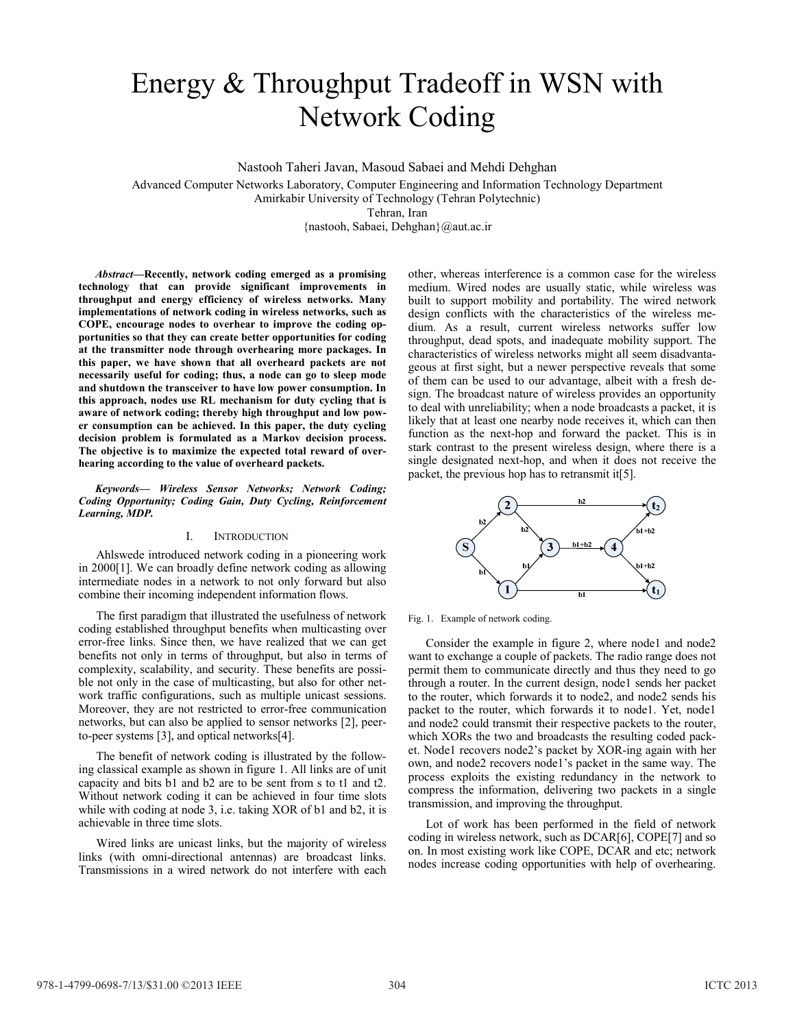# Energy & Throughput Tradeoff in WSN with Network Coding

Nastooh Taheri Javan, Masoud Sabaei and Mehdi Dehghan

Advanced Computer Networks Laboratory, Computer Engineering and Information Technology Department
Amirkabir University of Technology (Tehran Polytechnic)
Tehran, Iran
{nastooh, Sabaei, Dehghan}@aut.ac.ir

***Abstract*—Recently, network coding emerged as a promising technology that can provide significant improvements in throughput and energy efficiency of wireless networks. Many implementations of network coding in wireless networks, such as COPE, encourage nodes to overhear to improve the coding opportunities so that they can create better opportunities for coding at the transmitter node through overhearing more packages. In this paper, we have shown that all overheard packets are not necessarily useful for coding; thus, a node can go to sleep mode and shutdown the transceiver to have low power consumption. In this approach, nodes use RL mechanism for duty cycling that is aware of network coding; thereby high throughput and low power consumption can be achieved. In this paper, the duty cycling decision problem is formulated as a Markov decision process. The objective is to maximize the expected total reward of overhearing according to the value of overheard packets.**

***Keywords— Wireless Sensor Networks; Network Coding; Coding Opportunity; Coding Gain, Duty Cycling, Reinforcement Learning, MDP.***

## I. Introduction

Ahlswede introduced network coding in a pioneering work in 2000[1]. We can broadly define network coding as allowing intermediate nodes in a network to not only forward but also combine their incoming independent information flows.

The first paradigm that illustrated the usefulness of network coding established throughput benefits when multicasting over error-free links. Since then, we have realized that we can get benefits not only in terms of throughput, but also in terms of complexity, scalability, and security. These benefits are possible not only in the case of multicasting, but also for other network traffic configurations, such as multiple unicast sessions. Moreover, they are not restricted to error-free communication networks, but can also be applied to sensor networks [2], peer-to-peer systems [3], and optical networks[4].

The benefit of network coding is illustrated by the following classical example as shown in figure 1. All links are of unit capacity and bits b1 and b2 are to be sent from s to t1 and t2. Without network coding it can be achieved in four time slots while with coding at node 3, i.e. taking XOR of b1 and b2, it is achievable in three time slots.

Wired links are unicast links, but the majority of wireless links (with omni-directional antennas) are broadcast links. Transmissions in a wired network do not interfere with each other, whereas interference is a common case for the wireless medium. Wired nodes are usually static, while wireless was built to support mobility and portability. The wired network design conflicts with the characteristics of the wireless medium. As a result, current wireless networks suffer low throughput, dead spots, and inadequate mobility support. The characteristics of wireless networks might all seem disadvantageous at first sight, but a newer perspective reveals that some of them can be used to our advantage, albeit with a fresh design. The broadcast nature of wireless provides an opportunity to deal with unreliability; when a node broadcasts a packet, it is likely that at least one nearby node receives it, which can then function as the next-hop and forward the packet. This is in stark contrast to the present wireless design, where there is a single designated next-hop, and when it does not receive the packet, the previous hop has to retransmit it[5].

Fig. 1. Example of network coding.

Consider the example in figure 2, where node1 and node2 want to exchange a couple of packets. The radio range does not permit them to communicate directly and thus they need to go through a router. In the current design, node1 sends her packet to the router, which forwards it to node2, and node2 sends his packet to the router, which forwards it to node1. Yet, node1 and node2 could transmit their respective packets to the router, which XORs the two and broadcasts the resulting coded packet. Node1 recovers node2's packet by XOR-ing again with her own, and node2 recovers node1's packet in the same way. The process exploits the existing redundancy in the network to compress the information, delivering two packets in a single transmission, and improving the throughput.

Lot of work has been performed in the field of network coding in wireless network, such as DCAR[6], COPE[7] and so on. In most existing work like COPE, DCAR and etc; network nodes increase coding opportunities with help of overhearing.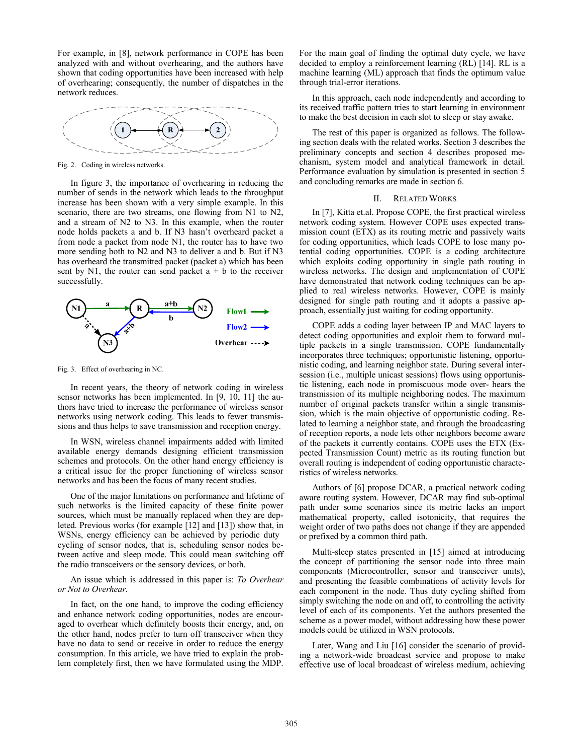For example, in [8], network performance in COPE has been analyzed with and without overhearing, and the authors have shown that coding opportunities have been increased with help of overhearing; consequently, the number of dispatches in the network reduces.

Fig. 2. Coding in wireless networks.

In figure 3, the importance of overhearing in reducing the number of sends in the network which leads to the throughput increase has been shown with a very simple example. In this scenario, there are two streams, one flowing from N1 to N2, and a stream of N2 to N3. In this example, when the router node holds packets a and b. If N3 hasn't overheard packet a from node a packet from node N1, the router has to have two more sending both to N2 and N3 to deliver a and b. But if N3 has overheard the transmitted packet (packet a) which has been sent by N1, the router can send packet a + b to the receiver successfully.

Fig. 3. Effect of overhearing in NC.

In recent years, the theory of network coding in wireless sensor networks has been implemented. In [9, 10, 11] the authors have tried to increase the performance of wireless sensor networks using network coding. This leads to fewer transmissions and thus helps to save transmission and reception energy.

In WSN, wireless channel impairments added with limited available energy demands designing efficient transmission schemes and protocols. On the other hand energy efficiency is a critical issue for the proper functioning of wireless sensor networks and has been the focus of many recent studies.

One of the major limitations on performance and lifetime of such networks is the limited capacity of these finite power sources, which must be manually replaced when they are depleted. Previous works (for example [12] and [13]) show that, in WSNs, energy efficiency can be achieved by periodic duty cycling of sensor nodes, that is, scheduling sensor nodes between active and sleep mode. This could mean switching off the radio transceivers or the sensory devices, or both.

An issue which is addressed in this paper is: *To Overhear or Not to Overhear.*

In fact, on the one hand, to improve the coding efficiency and enhance network coding opportunities, nodes are encouraged to overhear which definitely boosts their energy, and, on the other hand, nodes prefer to turn off transceiver when they have no data to send or receive in order to reduce the energy consumption. In this article, we have tried to explain the problem completely first, then we have formulated using the MDP. For the main goal of finding the optimal duty cycle, we have decided to employ a reinforcement learning (RL) [14]. RL is a machine learning (ML) approach that finds the optimum value through trial-error iterations.

In this approach, each node independently and according to its received traffic pattern tries to start learning in environment to make the best decision in each slot to sleep or stay awake.

The rest of this paper is organized as follows. The following section deals with the related works. Section 3 describes the preliminary concepts and section 4 describes proposed mechanism, system model and analytical framework in detail. Performance evaluation by simulation is presented in section 5 and concluding remarks are made in section 6.

## II. Related Works

In [7], Kitta et.al. Propose COPE, the first practical wireless network coding system. However COPE uses expected transmission count (ETX) as its routing metric and passively waits for coding opportunities, which leads COPE to lose many potential coding opportunities. COPE is a coding architecture which exploits coding opportunity in single path routing in wireless networks. The design and implementation of COPE have demonstrated that network coding techniques can be applied to real wireless networks. However, COPE is mainly designed for single path routing and it adopts a passive approach, essentially just waiting for coding opportunity.

COPE adds a coding layer between IP and MAC layers to detect coding opportunities and exploit them to forward multiple packets in a single transmission. COPE fundamentally incorporates three techniques; opportunistic listening, opportunistic coding, and learning neighbor state. During several intersession (i.e., multiple unicast sessions) flows using opportunistic listening, each node in promiscuous mode over- hears the transmission of its multiple neighboring nodes. The maximum number of original packets transfer within a single transmission, which is the main objective of opportunistic coding. Related to learning a neighbor state, and through the broadcasting of reception reports, a node lets other neighbors become aware of the packets it currently contains. COPE uses the ETX (Expected Transmission Count) metric as its routing function but overall routing is independent of coding opportunistic characteristics of wireless networks.

Authors of [6] propose DCAR, a practical network coding aware routing system. However, DCAR may find sub-optimal path under some scenarios since its metric lacks an import mathematical property, called isotonicity, that requires the weight order of two paths does not change if they are appended or prefixed by a common third path.

Multi-sleep states presented in [15] aimed at introducing the concept of partitioning the sensor node into three main components (Microcontroller, sensor and transceiver units), and presenting the feasible combinations of activity levels for each component in the node. Thus duty cycling shifted from simply switching the node on and off, to controlling the activity level of each of its components. Yet the authors presented the scheme as a power model, without addressing how these power models could be utilized in WSN protocols.

Later, Wang and Liu [16] consider the scenario of providing a network-wide broadcast service and propose to make effective use of local broadcast of wireless medium, achieving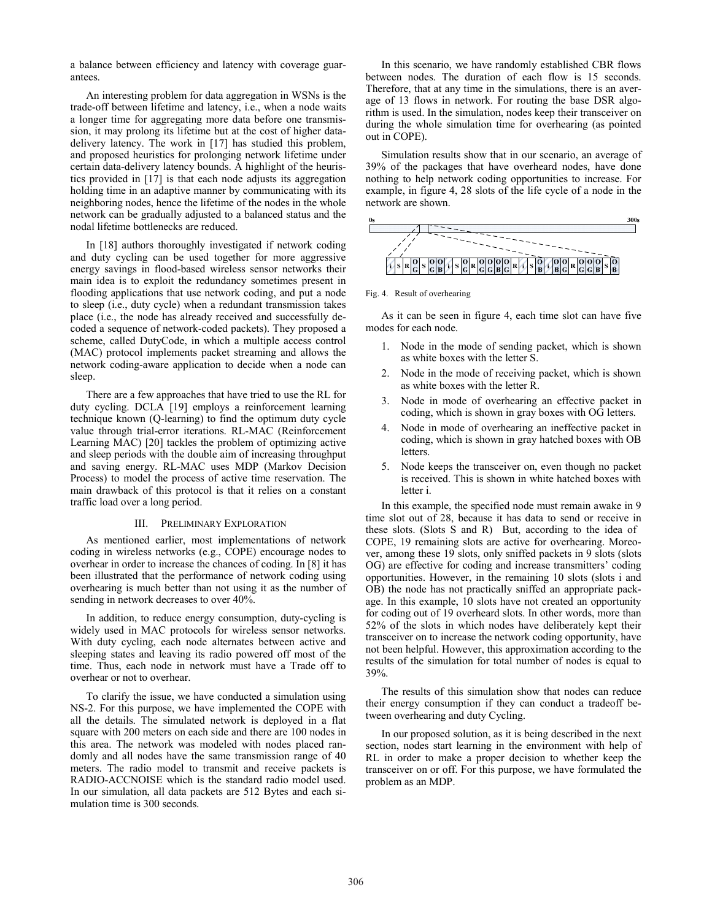a balance between efficiency and latency with coverage guarantees.

An interesting problem for data aggregation in WSNs is the trade-off between lifetime and latency, i.e., when a node waits a longer time for aggregating more data before one transmission, it may prolong its lifetime but at the cost of higher data-delivery latency. The work in [17] has studied this problem, and proposed heuristics for prolonging network lifetime under certain data-delivery latency bounds. A highlight of the heuristics provided in [17] is that each node adjusts its aggregation holding time in an adaptive manner by communicating with its neighboring nodes, hence the lifetime of the nodes in the whole network can be gradually adjusted to a balanced status and the nodal lifetime bottlenecks are reduced.

In [18] authors thoroughly investigated if network coding and duty cycling can be used together for more aggressive energy savings in flood-based wireless sensor networks their main idea is to exploit the redundancy sometimes present in flooding applications that use network coding, and put a node to sleep (i.e., duty cycle) when a redundant transmission takes place (i.e., the node has already received and successfully decoded a sequence of network-coded packets). They proposed a scheme, called DutyCode, in which a multiple access control (MAC) protocol implements packet streaming and allows the network coding-aware application to decide when a node can sleep.

There are a few approaches that have tried to use the RL for duty cycling. DCLA [19] employs a reinforcement learning technique known (Q-learning) to find the optimum duty cycle value through trial-error iterations. RL-MAC (Reinforcement Learning MAC) [20] tackles the problem of optimizing active and sleep periods with the double aim of increasing throughput and saving energy. RL-MAC uses MDP (Markov Decision Process) to model the process of active time reservation. The main drawback of this protocol is that it relies on a constant traffic load over a long period.

## III. Preliminary Exploration

As mentioned earlier, most implementations of network coding in wireless networks (e.g., COPE) encourage nodes to overhear in order to increase the chances of coding. In [8] it has been illustrated that the performance of network coding using overhearing is much better than not using it as the number of sending in network decreases to over 40%.

In addition, to reduce energy consumption, duty-cycling is widely used in MAC protocols for wireless sensor networks. With duty cycling, each node alternates between active and sleeping states and leaving its radio powered off most of the time. Thus, each node in network must have a Trade off to overhear or not to overhear.

To clarify the issue, we have conducted a simulation using NS-2. For this purpose, we have implemented the COPE with all the details. The simulated network is deployed in a flat square with 200 meters on each side and there are 100 nodes in this area. The network was modeled with nodes placed randomly and all nodes have the same transmission range of 40 meters. The radio model to transmit and receive packets is RADIO-ACCNOISE which is the standard radio model used. In our simulation, all data packets are 512 Bytes and each simulation time is 300 seconds.

In this scenario, we have randomly established CBR flows between nodes. The duration of each flow is 15 seconds. Therefore, that at any time in the simulations, there is an average of 13 flows in network. For routing the base DSR algorithm is used. In the simulation, nodes keep their transceiver on during the whole simulation time for overhearing (as pointed out in COPE).

Simulation results show that in our scenario, an average of 39% of the packages that have overheard nodes, have done nothing to help network coding opportunities to increase. For example, in figure 4, 28 slots of the life cycle of a node in the network are shown.

Fig. 4. Result of overhearing

As it can be seen in figure 4, each time slot can have five modes for each node.

1. Node in the mode of sending packet, which is shown as white boxes with the letter S.
2. Node in the mode of receiving packet, which is shown as white boxes with the letter R.
3. Node in mode of overhearing an effective packet in coding, which is shown in gray boxes with OG letters.
4. Node in mode of overhearing an ineffective packet in coding, which is shown in gray hatched boxes with OB letters.
5. Node keeps the transceiver on, even though no packet is received. This is shown in white hatched boxes with letter i.

In this example, the specified node must remain awake in 9 time slot out of 28, because it has data to send or receive in these slots. (Slots S and R) But, according to the idea of COPE, 19 remaining slots are active for overhearing. Moreover, among these 19 slots, only sniffed packets in 9 slots (slots OG) are effective for coding and increase transmitters' coding opportunities. However, in the remaining 10 slots (slots i and OB) the node has not practically sniffed an appropriate package. In this example, 10 slots have not created an opportunity for coding out of 19 overheard slots. In other words, more than 52% of the slots in which nodes have deliberately kept their transceiver on to increase the network coding opportunity, have not been helpful. However, this approximation according to the results of the simulation for total number of nodes is equal to 39%.

The results of this simulation show that nodes can reduce their energy consumption if they can conduct a tradeoff between overhearing and duty Cycling.

In our proposed solution, as it is being described in the next section, nodes start learning in the environment with help of RL in order to make a proper decision to whether keep the transceiver on or off. For this purpose, we have formulated the problem as an MDP.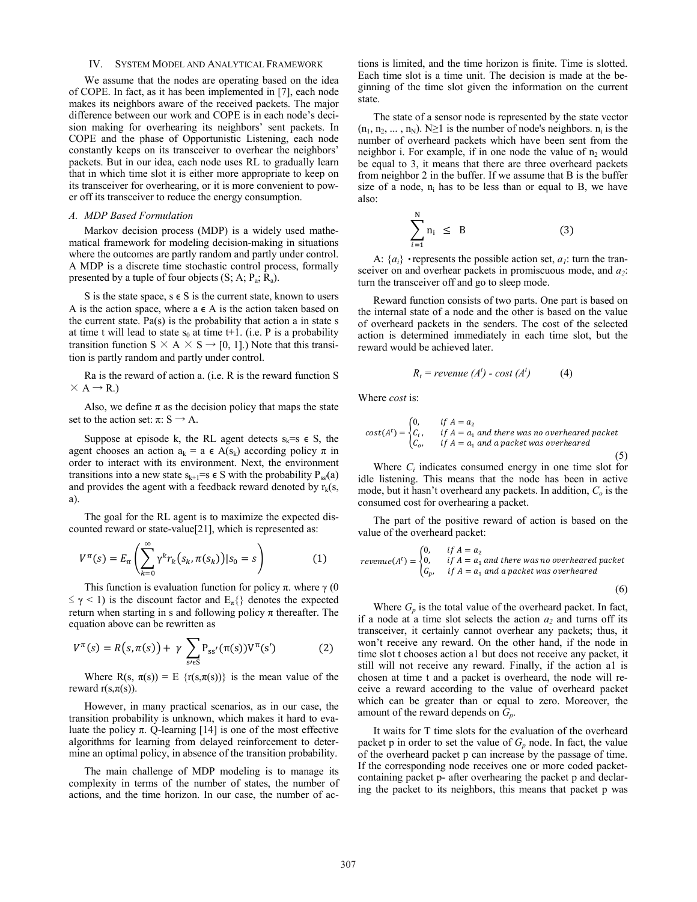## IV. System Model and Analytical Framework

We assume that the nodes are operating based on the idea of COPE. In fact, as it has been implemented in [7], each node makes its neighbors aware of the received packets. The major difference between our work and COPE is in each node's decision making for overhearing its neighbors' sent packets. In COPE and the phase of Opportunistic Listening, each node constantly keeps on its transceiver to overhear the neighbors' packets. But in our idea, each node uses RL to gradually learn that in which time slot it is either more appropriate to keep on its transceiver for overhearing, or it is more convenient to power off its transceiver to reduce the energy consumption.

### *A. MDP Based Formulation*

Markov decision process (MDP) is a widely used mathematical framework for modeling decision-making in situations where the outcomes are partly random and partly under control. A MDP is a discrete time stochastic control process, formally presented by a tuple of four objects (S; A; $P_a$; $R_a$).

S is the state space, s ϵ S is the current state, known to users A is the action space, where a ϵ A is the action taken based on the current state. Pa(s) is the probability that action a in state s at time t will lead to state $s_0$ at time t+1. (i.e. P is a probability transition function $S \times A \times S \rightarrow [0, 1]$.) Note that this transition is partly random and partly under control.

Ra is the reward of action a. (i.e. R is the reward function $S \times A \rightarrow R$.)

Also, we define π as the decision policy that maps the state set to the action set: π: S → A.

Suppose at episode k, the RL agent detects $s_k$=s ϵ S, the agent chooses an action $a_k$ = a ϵ A($s_k$) according policy π in order to interact with its environment. Next, the environment transitions into a new state $s_{k+1}$=s ϵ S with the probability $P_{ss'}(a)$ and provides the agent with a feedback reward denoted by $r_k(s, a)$.

The goal for the RL agent is to maximize the expected discounted reward or state-value[21], which is represented as:

$$V^{\pi}(s) = E_{\pi}\left(\sum_{k=0}^{\infty} \gamma^k r_k\big(s_k, \pi(s_k)\big) | s_0 = s\right) \quad (1)$$

This function is evaluation function for policy π. where γ ($0 \leq \gamma < 1$) is the discount factor and $E_\pi\{\}$ denotes the expected return when starting in s and following policy π thereafter. The equation above can be rewritten as

$$V^{\pi}(s) = R\big(s, \pi(s)\big) + \gamma \sum_{s' \in S} P_{ss'}(\pi(s)) V^{\pi}(s') \quad (2)$$

Where R(s, π(s)) = E {r(s,π(s))} is the mean value of the reward r(s,π(s)).

However, in many practical scenarios, as in our case, the transition probability is unknown, which makes it hard to evaluate the policy π. Q-learning [14] is one of the most effective algorithms for learning from delayed reinforcement to determine an optimal policy, in absence of the transition probability.

The main challenge of MDP modeling is to manage its complexity in terms of the number of states, the number of actions, and the time horizon. In our case, the number of actions is limited, and the time horizon is finite. Time is slotted. Each time slot is a time unit. The decision is made at the beginning of the time slot given the information on the current state.

The state of a sensor node is represented by the state vector ($n_1$, $n_2$, ... , $n_N$). N≥1 is the number of node's neighbors. $n_i$ is the number of overheard packets which have been sent from the neighbor i. For example, if in one node the value of $n_2$ would be equal to 3, it means that there are three overheard packets from neighbor 2 in the buffer. If we assume that B is the buffer size of a node, $n_i$ has to be less than or equal to B, we have also:

$$\sum_{i=1}^{N} n_i \leq B \quad (3)$$

A: $\{a_i\}$ • represents the possible action set, $a_1$: turn the transceiver on and overhear packets in promiscuous mode, and $a_2$: turn the transceiver off and go to sleep mode.

Reward function consists of two parts. One part is based on the internal state of a node and the other is based on the value of overheard packets in the senders. The cost of the selected action is determined immediately in each time slot, but the reward would be achieved later.

$$R_t = revenue\,(A^t) - cost\,(A^t) \quad (4)$$

Where *cost* is:

$$cost(A^t) = \begin{cases} 0, & if\ A = a_2 \\ C_i, & if\ A = a_1\ and\ there\ was\ no\ overheared\ packet \\ C_o, & if\ A = a_1\ and\ a\ packet\ was\ overheared \end{cases} \quad (5)$$

Where $C_i$ indicates consumed energy in one time slot for idle listening. This means that the node has been in active mode, but it hasn't overheard any packets. In addition, $C_o$ is the consumed cost for overhearing a packet.

The part of the positive reward of action is based on the value of the overheard packet:

$$revenue(A^t) = \begin{cases} 0, & if\ A = a_2 \\ 0, & if\ A = a_1\ and\ there\ was\ no\ overheared\ packet \\ G_p, & if\ A = a_1\ and\ a\ packet\ was\ overheared \end{cases} \quad (6)$$

Where $G_p$ is the total value of the overheard packet. In fact, if a node at a time slot selects the action $a_2$ and turns off its transceiver, it certainly cannot overhear any packets; thus, it won't receive any reward. On the other hand, if the node in time slot t chooses action a1 but does not receive any packet, it still will not receive any reward. Finally, if the action a1 is chosen at time t and a packet is overheard, the node will receive a reward according to the value of overheard packet which can be greater than or equal to zero. Moreover, the amount of the reward depends on $G_p$.

It waits for T time slots for the evaluation of the overheard packet p in order to set the value of $G_p$ node. In fact, the value of the overheard packet p can increase by the passage of time. If the corresponding node receives one or more coded packet- containing packet p- after overhearing the packet p and declaring the packet to its neighbors, this means that packet p was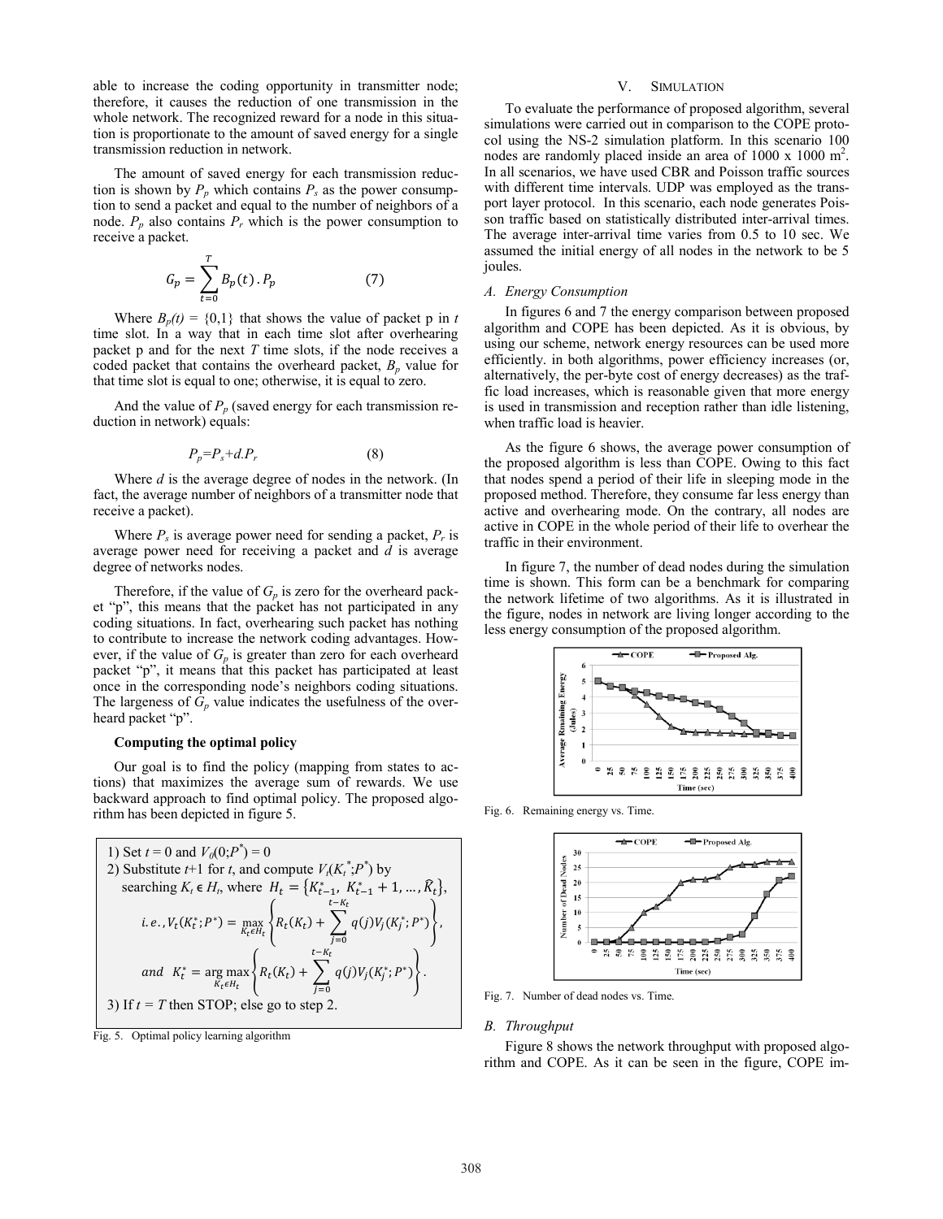able to increase the coding opportunity in transmitter node; therefore, it causes the reduction of one transmission in the whole network. The recognized reward for a node in this situation is proportionate to the amount of saved energy for a single transmission reduction in network.

The amount of saved energy for each transmission reduction is shown by $P_p$ which contains $P_s$ as the power consumption to send a packet and equal to the number of neighbors of a node. $P_p$ also contains $P_r$ which is the power consumption to receive a packet.

$$G_p = \sum_{t=0}^{T} B_p(t) . P_p \qquad (7)$$

Where $B_p(t) = \{0,1\}$ that shows the value of packet p in $t$ time slot. In a way that in each time slot after overhearing packet p and for the next $T$ time slots, if the node receives a coded packet that contains the overheard packet, $B_p$ value for that time slot is equal to one; otherwise, it is equal to zero.

And the value of $P_p$ (saved energy for each transmission reduction in network) equals:

$$P_p = P_s + d.P_r \qquad (8)$$

Where $d$ is the average degree of nodes in the network. (In fact, the average number of neighbors of a transmitter node that receive a packet).

Where $P_s$ is average power need for sending a packet, $P_r$ is average power need for receiving a packet and $d$ is average degree of networks nodes.

Therefore, if the value of $G_p$ is zero for the overheard packet "p", this means that the packet has not participated in any coding situations. In fact, overhearing such packet has nothing to contribute to increase the network coding advantages. However, if the value of $G_p$ is greater than zero for each overheard packet "p", it means that this packet has participated at least once in the corresponding node's neighbors coding situations. The largeness of $G_p$ value indicates the usefulness of the overheard packet "p".

**Computing the optimal policy**

Our goal is to find the policy (mapping from states to actions) that maximizes the average sum of rewards. We use backward approach to find optimal policy. The proposed algorithm has been depicted in figure 5.

1) Set $t = 0$ and $V_0(0;P^*) = 0$

2) Substitute $t$+1 for $t$, and compute $V_t(K_t^*;P^*)$ by searching $K_t \in H_t$, where $H_t = \{K_{t-1}^*, K_{t-1}^* + 1, \ldots, \hat{K}_t\}$,

$$i.e., V_t(K_t^*;P^*) = \max_{K_t \in H_t} \left\{ R_t(K_t) + \sum_{j=0}^{t-K_t} q(j) V_j(K_j^*;P^*) \right\},$$

$$and \quad K_t^* = \arg\max_{K_t \in H_t} \left\{ R_t(K_t) + \sum_{j=0}^{t-K_t} q(j) V_j(K_j^*;P^*) \right\}.$$

3) If $t = T$ then STOP; else go to step 2.

Fig. 5. Optimal policy learning algorithm

## V. Simulation

To evaluate the performance of proposed algorithm, several simulations were carried out in comparison to the COPE protocol using the NS-2 simulation platform. In this scenario 100 nodes are randomly placed inside an area of 1000 x 1000 m$^2$. In all scenarios, we have used CBR and Poisson traffic sources with different time intervals. UDP was employed as the transport layer protocol. In this scenario, each node generates Poisson traffic based on statistically distributed inter-arrival times. The average inter-arrival time varies from 0.5 to 10 sec. We assumed the initial energy of all nodes in the network to be 5 joules.

### A. Energy Consumption

In figures 6 and 7 the energy comparison between proposed algorithm and COPE has been depicted. As it is obvious, by using our scheme, network energy resources can be used more efficiently. in both algorithms, power efficiency increases (or, alternatively, the per-byte cost of energy decreases) as the traffic load increases, which is reasonable given that more energy is used in transmission and reception rather than idle listening, when traffic load is heavier.

As the figure 6 shows, the average power consumption of the proposed algorithm is less than COPE. Owing to this fact that nodes spend a period of their life in sleeping mode in the proposed method. Therefore, they consume far less energy than active and overhearing mode. On the contrary, all nodes are active in COPE in the whole period of their life to overhear the traffic in their environment.

In figure 7, the number of dead nodes during the simulation time is shown. This form can be a benchmark for comparing the network lifetime of two algorithms. As it is illustrated in the figure, nodes in network are living longer according to the less energy consumption of the proposed algorithm.

Fig. 6. Remaining energy vs. Time.

Fig. 7. Number of dead nodes vs. Time.

### B. Throughput

Figure 8 shows the network throughput with proposed algorithm and COPE. As it can be seen in the figure, COPE im-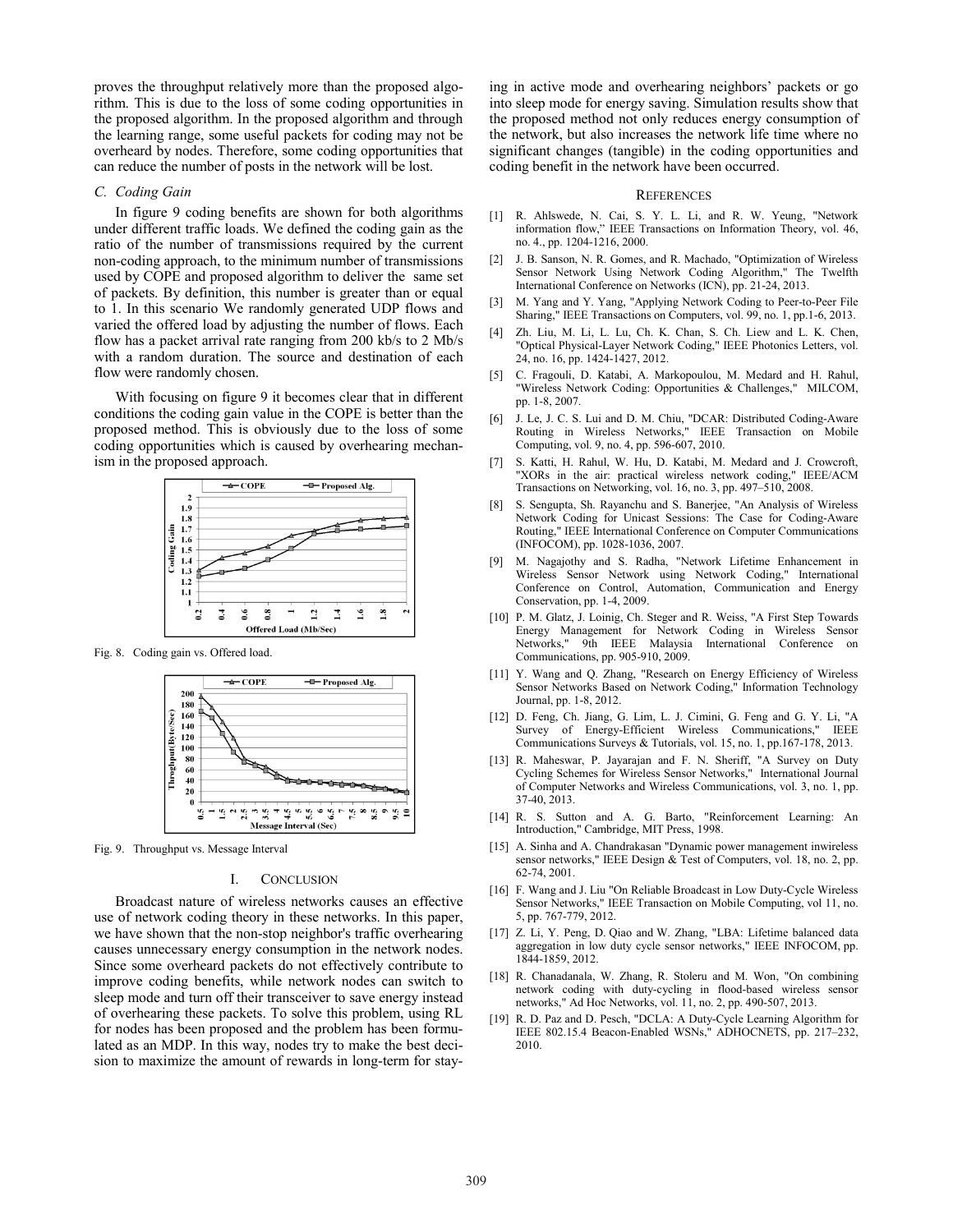proves the throughput relatively more than the proposed algorithm. This is due to the loss of some coding opportunities in the proposed algorithm. In the proposed algorithm and through the learning range, some useful packets for coding may not be overheard by nodes. Therefore, some coding opportunities that can reduce the number of posts in the network will be lost.

### C. Coding Gain

In figure 9 coding benefits are shown for both algorithms under different traffic loads. We defined the coding gain as the ratio of the number of transmissions required by the current non-coding approach, to the minimum number of transmissions used by COPE and proposed algorithm to deliver the same set of packets. By definition, this number is greater than or equal to 1. In this scenario We randomly generated UDP flows and varied the offered load by adjusting the number of flows. Each flow has a packet arrival rate ranging from 200 kb/s to 2 Mb/s with a random duration. The source and destination of each flow were randomly chosen.

With focusing on figure 9 it becomes clear that in different conditions the coding gain value in the COPE is better than the proposed method. This is obviously due to the loss of some coding opportunities which is caused by overhearing mechanism in the proposed approach.

COPE
Proposed Alg.
Coding Gain
2
1.9
1.8
1.7
1.6
1.5
1.4
1.3
1.2
1.1
1
0.2
0.4
0.6
0.8
1
1.2
1.4
1.6
1.8
2
Offered Load (Mb/Sec)

Fig. 8. Coding gain vs. Offered load.

COPE
Proposed Alg.
Throughput(Byte/Sec)
200
180
160
140
120
100
80
60
40
20
0
0.5
1
1.5
2
2.5
3
3.5
4
4.5
5
5.5
6
6.5
7
7.5
8
8.5
9
9.5
10
Message Interval (Sec)

Fig. 9. Throughput vs. Message Interval

# I. CONCLUSION

Broadcast nature of wireless networks causes an effective use of network coding theory in these networks. In this paper, we have shown that the non-stop neighbor's traffic overhearing causes unnecessary energy consumption in the network nodes. Since some overheard packets do not effectively contribute to improve coding benefits, while network nodes can switch to sleep mode and turn off their transceiver to save energy instead of overhearing these packets. To solve this problem, using RL for nodes has been proposed and the problem has been formulated as an MDP. In this way, nodes try to make the best decision to maximize the amount of rewards in long-term for staying in active mode and overhearing neighbors' packets or go into sleep mode for energy saving. Simulation results show that the proposed method not only reduces energy consumption of the network, but also increases the network life time where no significant changes (tangible) in the coding opportunities and coding benefit in the network have been occurred.

## REFERENCES

[1] R. Ahlswede, N. Cai, S. Y. L. Li, and R. W. Yeung, "Network information flow," IEEE Transactions on Information Theory, vol. 46, no. 4., pp. 1204-1216, 2000.

[2] J. B. Sanson, N. R. Gomes, and R. Machado, "Optimization of Wireless Sensor Network Using Network Coding Algorithm," The Twelfth International Conference on Networks (ICN), pp. 21-24, 2013.

[3] M. Yang and Y. Yang, "Applying Network Coding to Peer-to-Peer File Sharing," IEEE Transactions on Computers, vol. 99, no. 1, pp.1-6, 2013.

[4] Zh. Liu, M. Li, L. Lu, Ch. K. Chan, S. Ch. Liew and L. K. Chen, "Optical Physical-Layer Network Coding," IEEE Photonics Letters, vol. 24, no. 16, pp. 1424-1427, 2012.

[5] C. Fragouli, D. Katabi, A. Markopoulou, M. Medard and H. Rahul, "Wireless Network Coding: Opportunities & Challenges," MILCOM, pp. 1-8, 2007.

[6] J. Le, J. C. S. Lui and D. M. Chiu, "DCAR: Distributed Coding-Aware Routing in Wireless Networks," IEEE Transaction on Mobile Computing, vol. 9, no. 4, pp. 596-607, 2010.

[7] S. Katti, H. Rahul, W. Hu, D. Katabi, M. Medard and J. Crowcroft, "XORs in the air: practical wireless network coding," IEEE/ACM Transactions on Networking, vol. 16, no. 3, pp. 497–510, 2008.

[8] S. Sengupta, Sh. Rayanchu and S. Banerjee, "An Analysis of Wireless Network Coding for Unicast Sessions: The Case for Coding-Aware Routing," IEEE International Conference on Computer Communications (INFOCOM), pp. 1028-1036, 2007.

[9] M. Nagajothy and S. Radha, "Network Lifetime Enhancement in Wireless Sensor Network using Network Coding," International Conference on Control, Automation, Communication and Energy Conservation, pp. 1-4, 2009.

[10] P. M. Glatz, J. Loinig, Ch. Steger and R. Weiss, "A First Step Towards Energy Management for Network Coding in Wireless Sensor Networks," 9th IEEE Malaysia International Conference on Communications, pp. 905-910, 2009.

[11] Y. Wang and Q. Zhang, "Research on Energy Efficiency of Wireless Sensor Networks Based on Network Coding," Information Technology Journal, pp. 1-8, 2012.

[12] D. Feng, Ch. Jiang, G. Lim, L. J. Cimini, G. Feng and G. Y. Li, "A Survey of Energy-Efficient Wireless Communications," IEEE Communications Surveys & Tutorials, vol. 15, no. 1, pp.167-178, 2013.

[13] R. Maheswar, P. Jayarajan and F. N. Sheriff, "A Survey on Duty Cycling Schemes for Wireless Sensor Networks," International Journal of Computer Networks and Wireless Communications, vol. 3, no. 1, pp. 37-40, 2013.

[14] R. S. Sutton and A. G. Barto, "Reinforcement Learning: An Introduction," Cambridge, MIT Press, 1998.

[15] A. Sinha and A. Chandrakasan "Dynamic power management inwireless sensor networks," IEEE Design & Test of Computers, vol. 18, no. 2, pp. 62-74, 2001.

[16] F. Wang and J. Liu "On Reliable Broadcast in Low Duty-Cycle Wireless Sensor Networks," IEEE Transaction on Mobile Computing, vol 11, no. 5, pp. 767-779, 2012.

[17] Z. Li, Y. Peng, D. Qiao and W. Zhang, "LBA: Lifetime balanced data aggregation in low duty cycle sensor networks," IEEE INFOCOM, pp. 1844-1859, 2012.

[18] R. Chanadanala, W. Zhang, R. Stoleru and M. Won, "On combining network coding with duty-cycling in flood-based wireless sensor networks," Ad Hoc Networks, vol. 11, no. 2, pp. 490-507, 2013.

[19] R. D. Paz and D. Pesch, "DCLA: A Duty-Cycle Learning Algorithm for IEEE 802.15.4 Beacon-Enabled WSNs," ADHOCNETS, pp. 217–232, 2010.